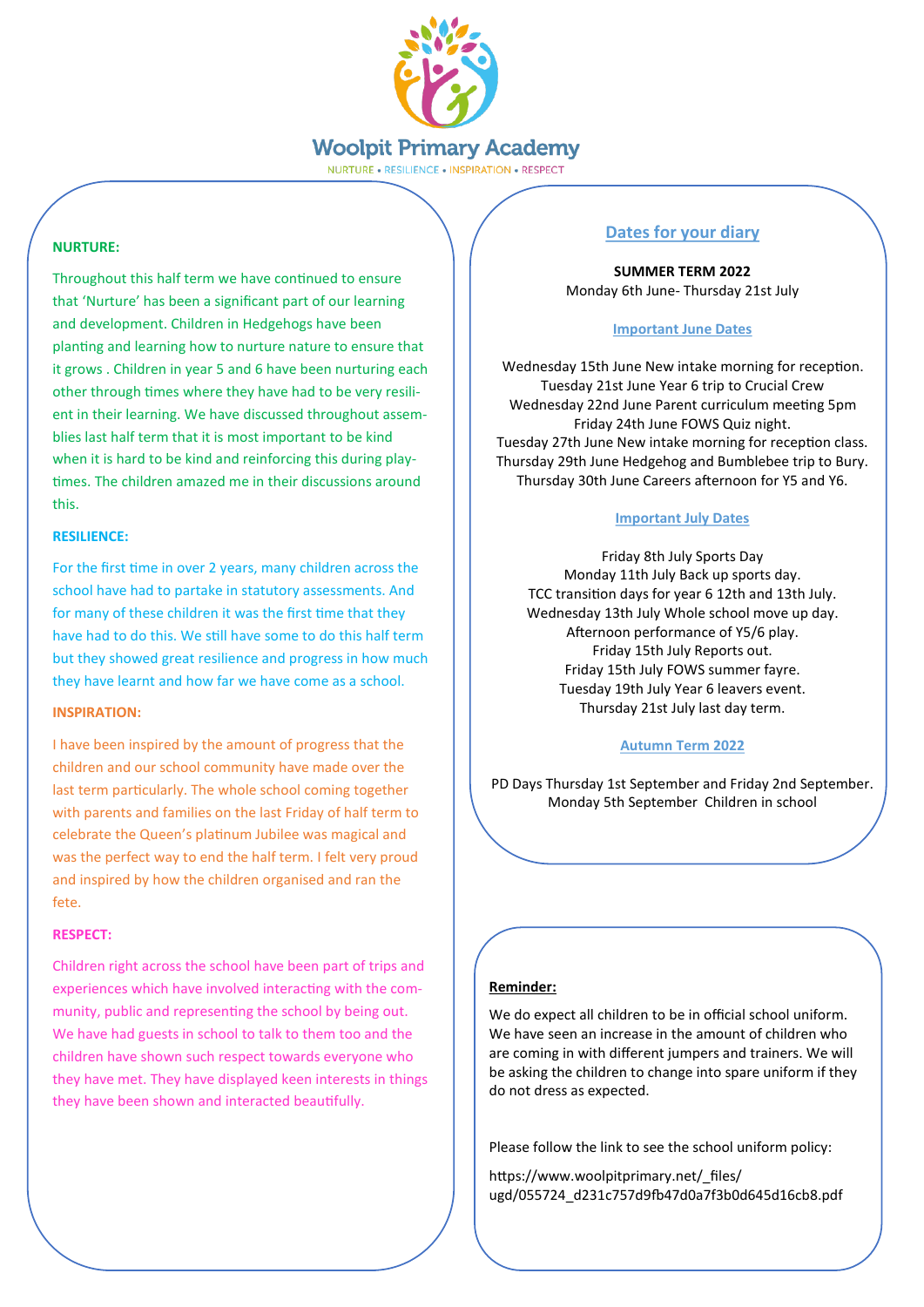# Woolpit Primary Academy

NURTURE • RESILIENCE • INSPIRATION • RESPECT

**NURTURE:**

Throughout this half term we have continued to ensure that 'Nurture' has been a significant part of our learning and development. Children in Hedgehogs have been planting and learning how to nurture nature to ensure that it grows . Children in year 5 and 6 have been nurturing each other through times where they have had to be very resilient in their learning. We have discussed throughout assemblies last half term that it is most important to be kind when it is hard to be kind and reinforcing this during playtimes. The children amazed me in their discussions around this.

**RESILIENCE:**

For the first time in over 2 years, many children across the school have had to partake in statutory assessments. And for many of these children it was the first time that they have had to do this. We still have some to do this half term but they showed great resilience and progress in how much they have learnt and how far we have come as a school.

**INSPIRATION:**

I have been inspired by the amount of progress that the children and our school community have made over the last term particularly. The whole school coming together with parents and families on the last Friday of half term to celebrate the Queen's platinum Jubilee was magical and was the perfect way to end the half term. I felt very proud and inspired by how the children organised and ran the fete.

**RESPECT:**

Children right across the school have been part of trips and experiences which have involved interacting with the community, public and representing the school by being out. We have had guests in school to talk to them too and the children have shown such respect towards everyone who they have met. They have displayed keen interests in things they have been shown and interacted beautifully.

## Dates for your diary

**SUMMER TERM 2022**

Monday 6th June- Thursday 21st July

### Important June Dates

Wednesday 15th June New intake morning for reception.
Tuesday 21st June Year 6 trip to Crucial Crew
Wednesday 22nd June Parent curriculum meeting 5pm
Friday 24th June FOWS Quiz night.
Tuesday 27th June New intake morning for reception class.
Thursday 29th June Hedgehog and Bumblebee trip to Bury.
Thursday 30th June Careers afternoon for Y5 and Y6.

### Important July Dates

Friday 8th July Sports Day
Monday 11th July Back up sports day.
TCC transition days for year 6 12th and 13th July.
Wednesday 13th July Whole school move up day.
Afternoon performance of Y5/6 play.
Friday 15th July Reports out.
Friday 15th July FOWS summer fayre.
Tuesday 19th July Year 6 leavers event.
Thursday 21st July last day term.

### Autumn Term 2022

PD Days Thursday 1st September and Friday 2nd September.
Monday 5th September Children in school

**Reminder:**

We do expect all children to be in official school uniform. We have seen an increase in the amount of children who are coming in with different jumpers and trainers. We will be asking the children to change into spare uniform if they do not dress as expected.

Please follow the link to see the school uniform policy:

https://www.woolpitprimary.net/_files/ugd/055724_d231c757d9fb47d0a7f3b0d645d16cb8.pdf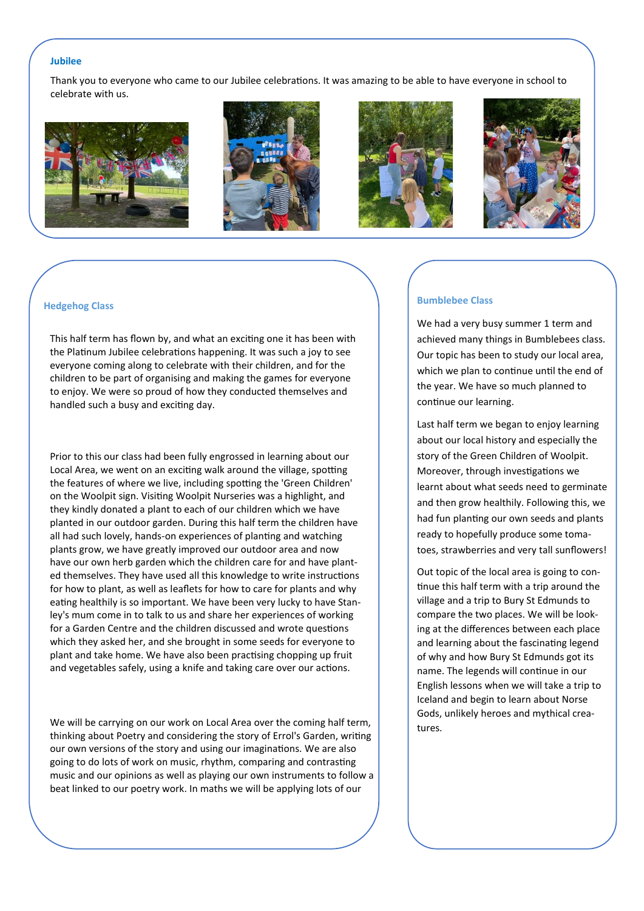## Jubilee

Thank you to everyone who came to our Jubilee celebrations. It was amazing to be able to have everyone in school to celebrate with us.

## Hedgehog Class

This half term has flown by, and what an exciting one it has been with the Platinum Jubilee celebrations happening. It was such a joy to see everyone coming along to celebrate with their children, and for the children to be part of organising and making the games for everyone to enjoy. We were so proud of how they conducted themselves and handled such a busy and exciting day.

Prior to this our class had been fully engrossed in learning about our Local Area, we went on an exciting walk around the village, spotting the features of where we live, including spotting the 'Green Children' on the Woolpit sign. Visiting Woolpit Nurseries was a highlight, and they kindly donated a plant to each of our children which we have planted in our outdoor garden. During this half term the children have all had such lovely, hands-on experiences of planting and watching plants grow, we have greatly improved our outdoor area and now have our own herb garden which the children care for and have planted themselves. They have used all this knowledge to write instructions for how to plant, as well as leaflets for how to care for plants and why eating healthily is so important. We have been very lucky to have Stanley's mum come in to talk to us and share her experiences of working for a Garden Centre and the children discussed and wrote questions which they asked her, and she brought in some seeds for everyone to plant and take home. We have also been practising chopping up fruit and vegetables safely, using a knife and taking care over our actions.

We will be carrying on our work on Local Area over the coming half term, thinking about Poetry and considering the story of Errol's Garden, writing our own versions of the story and using our imaginations. We are also going to do lots of work on music, rhythm, comparing and contrasting music and our opinions as well as playing our own instruments to follow a beat linked to our poetry work. In maths we will be applying lots of our

## Bumblebee Class

We had a very busy summer 1 term and achieved many things in Bumblebees class. Our topic has been to study our local area, which we plan to continue until the end of the year. We have so much planned to continue our learning.

Last half term we began to enjoy learning about our local history and especially the story of the Green Children of Woolpit. Moreover, through investigations we learnt about what seeds need to germinate and then grow healthily. Following this, we had fun planting our own seeds and plants ready to hopefully produce some tomatoes, strawberries and very tall sunflowers!

Out topic of the local area is going to continue this half term with a trip around the village and a trip to Bury St Edmunds to compare the two places. We will be looking at the differences between each place and learning about the fascinating legend of why and how Bury St Edmunds got its name. The legends will continue in our English lessons when we will take a trip to Iceland and begin to learn about Norse Gods, unlikely heroes and mythical creatures.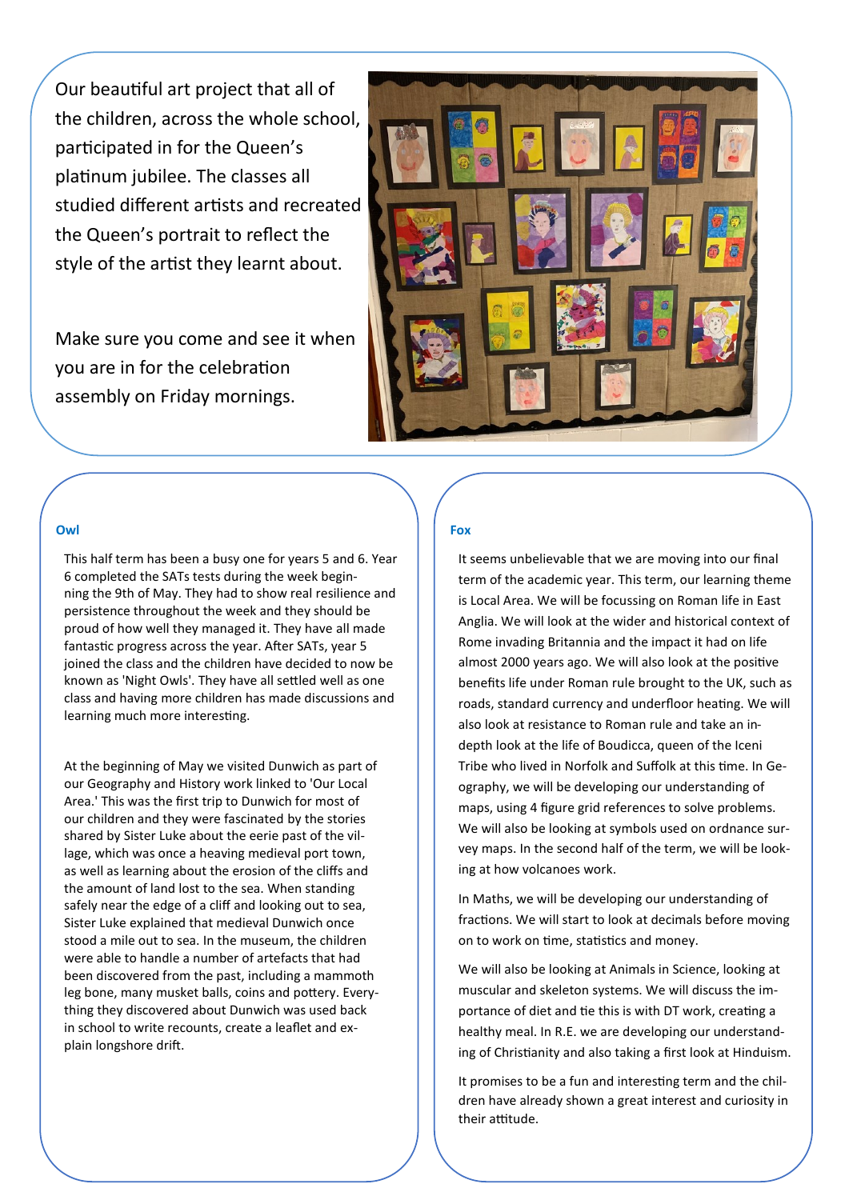Our beautiful art project that all of the children, across the whole school, participated in for the Queen's platinum jubilee. The classes all studied different artists and recreated the Queen's portrait to reflect the style of the artist they learnt about.

Make sure you come and see it when you are in for the celebration assembly on Friday mornings.

### Owl

This half term has been a busy one for years 5 and 6. Year 6 completed the SATs tests during the week beginning the 9th of May. They had to show real resilience and persistence throughout the week and they should be proud of how well they managed it. They have all made fantastic progress across the year. After SATs, year 5 joined the class and the children have decided to now be known as 'Night Owls'. They have all settled well as one class and having more children has made discussions and learning much more interesting.

At the beginning of May we visited Dunwich as part of our Geography and History work linked to 'Our Local Area.' This was the first trip to Dunwich for most of our children and they were fascinated by the stories shared by Sister Luke about the eerie past of the village, which was once a heaving medieval port town, as well as learning about the erosion of the cliffs and the amount of land lost to the sea. When standing safely near the edge of a cliff and looking out to sea, Sister Luke explained that medieval Dunwich once stood a mile out to sea. In the museum, the children were able to handle a number of artefacts that had been discovered from the past, including a mammoth leg bone, many musket balls, coins and pottery. Everything they discovered about Dunwich was used back in school to write recounts, create a leaflet and explain longshore drift.

### Fox

It seems unbelievable that we are moving into our final term of the academic year. This term, our learning theme is Local Area. We will be focussing on Roman life in East Anglia. We will look at the wider and historical context of Rome invading Britannia and the impact it had on life almost 2000 years ago. We will also look at the positive benefits life under Roman rule brought to the UK, such as roads, standard currency and underfloor heating. We will also look at resistance to Roman rule and take an in-depth look at the life of Boudicca, queen of the Iceni Tribe who lived in Norfolk and Suffolk at this time. In Geography, we will be developing our understanding of maps, using 4 figure grid references to solve problems. We will also be looking at symbols used on ordnance survey maps. In the second half of the term, we will be looking at how volcanoes work.

In Maths, we will be developing our understanding of fractions. We will start to look at decimals before moving on to work on time, statistics and money.

We will also be looking at Animals in Science, looking at muscular and skeleton systems. We will discuss the importance of diet and tie this is with DT work, creating a healthy meal. In R.E. we are developing our understanding of Christianity and also taking a first look at Hinduism.

It promises to be a fun and interesting term and the children have already shown a great interest and curiosity in their attitude.